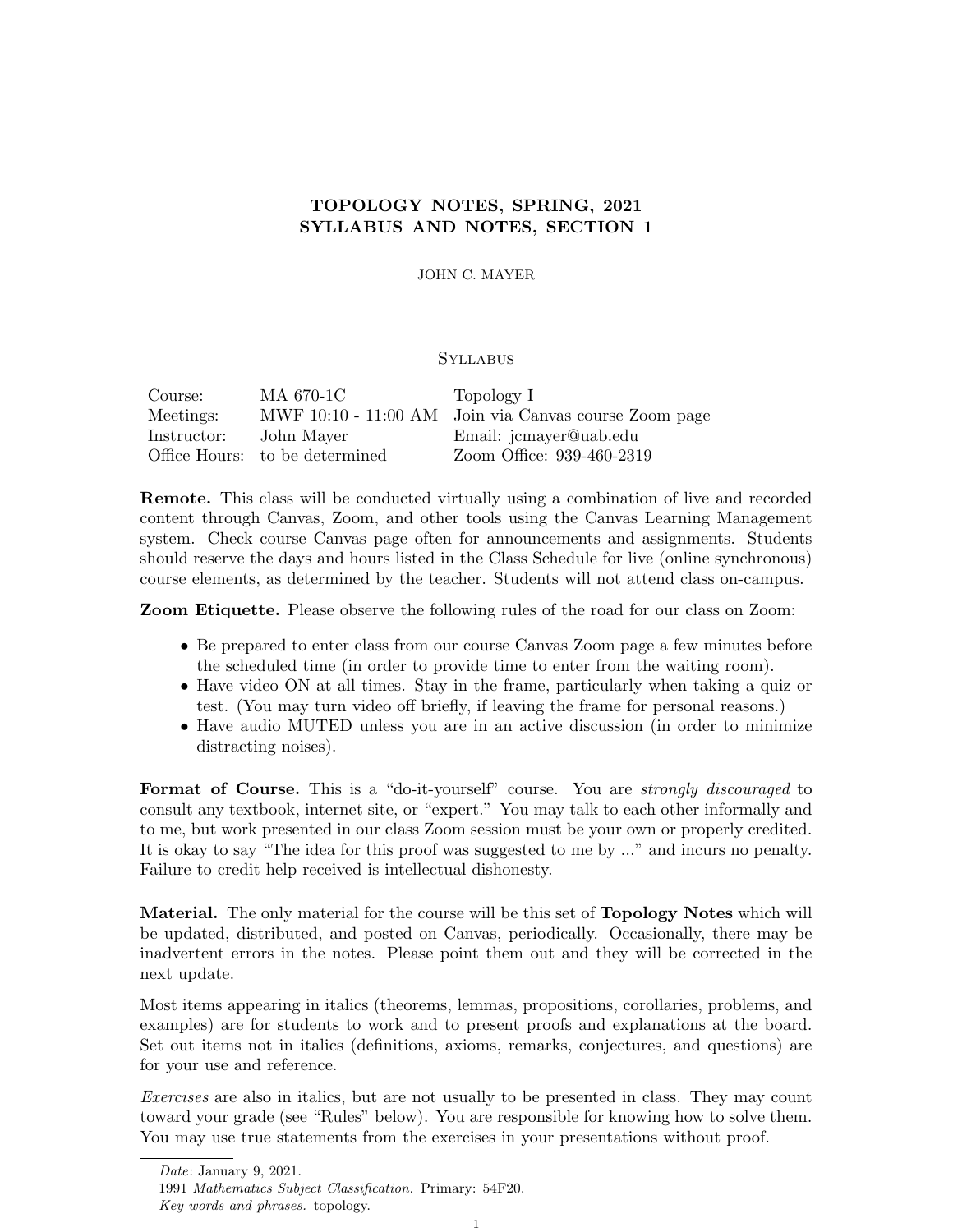# TOPOLOGY NOTES, SPRING, 2021
# SYLLABUS AND NOTES, SECTION 1

JOHN C. MAYER

## Syllabus

| | | |
|---|---|---|
| Course: | MA 670-1C | Topology I |
| Meetings: | MWF 10:10 - 11:00 AM | Join via Canvas course Zoom page |
| Instructor: | John Mayer | Email: jcmayer@uab.edu |
| Office Hours: | to be determined | Zoom Office: 939-460-2319 |

**Remote.** This class will be conducted virtually using a combination of live and recorded content through Canvas, Zoom, and other tools using the Canvas Learning Management system. Check course Canvas page often for announcements and assignments. Students should reserve the days and hours listed in the Class Schedule for live (online synchronous) course elements, as determined by the teacher. Students will not attend class on-campus.

**Zoom Etiquette.** Please observe the following rules of the road for our class on Zoom:

- Be prepared to enter class from our course Canvas Zoom page a few minutes before the scheduled time (in order to provide time to enter from the waiting room).
- Have video ON at all times. Stay in the frame, particularly when taking a quiz or test. (You may turn video off briefly, if leaving the frame for personal reasons.)
- Have audio MUTED unless you are in an active discussion (in order to minimize distracting noises).

**Format of Course.** This is a "do-it-yourself" course. You are *strongly discouraged* to consult any textbook, internet site, or "expert." You may talk to each other informally and to me, but work presented in our class Zoom session must be your own or properly credited. It is okay to say "The idea for this proof was suggested to me by ..." and incurs no penalty. Failure to credit help received is intellectual dishonesty.

**Material.** The only material for the course will be this set of **Topology Notes** which will be updated, distributed, and posted on Canvas, periodically. Occasionally, there may be inadvertent errors in the notes. Please point them out and they will be corrected in the next update.

Most items appearing in italics (theorems, lemmas, propositions, corollaries, problems, and examples) are for students to work and to present proofs and explanations at the board. Set out items not in italics (definitions, axioms, remarks, conjectures, and questions) are for your use and reference.

*Exercises* are also in italics, but are not usually to be presented in class. They may count toward your grade (see "Rules" below). You are responsible for knowing how to solve them. You may use true statements from the exercises in your presentations without proof.

---

*Date*: January 9, 2021.
1991 *Mathematics Subject Classification.* Primary: 54F20.
*Key words and phrases.* topology.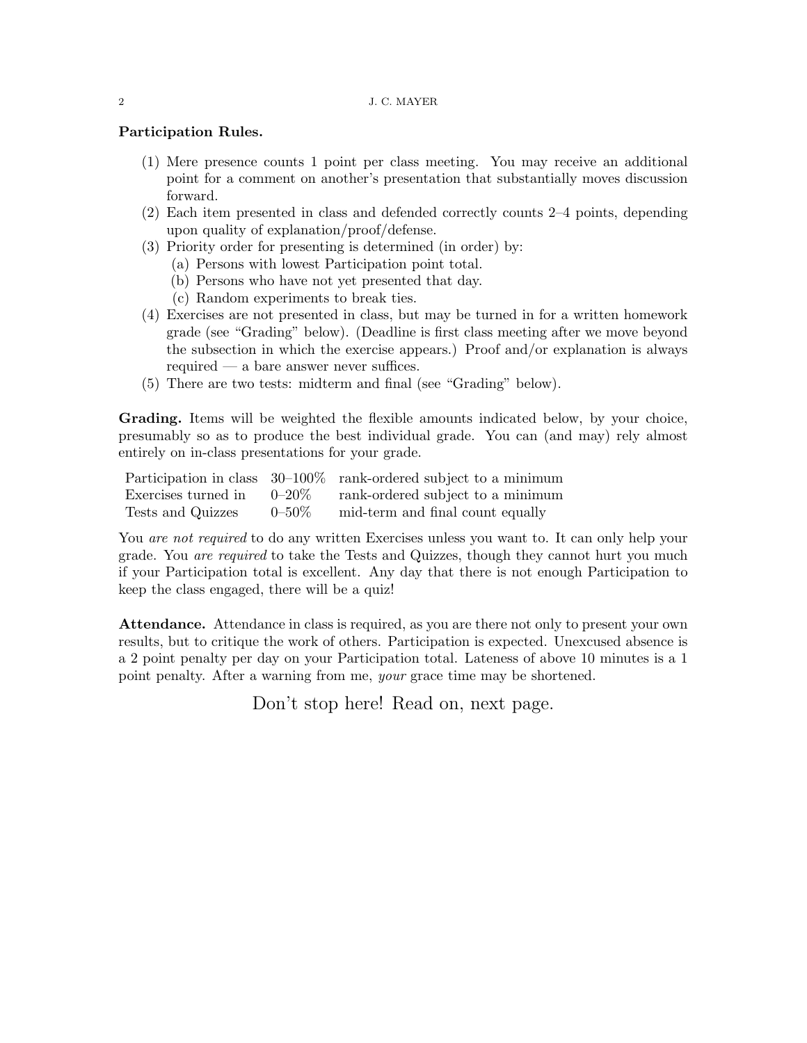**Participation Rules.**

(1) Mere presence counts 1 point per class meeting. You may receive an additional point for a comment on another's presentation that substantially moves discussion forward.
(2) Each item presented in class and defended correctly counts 2–4 points, depending upon quality of explanation/proof/defense.
(3) Priority order for presenting is determined (in order) by:
    (a) Persons with lowest Participation point total.
    (b) Persons who have not yet presented that day.
    (c) Random experiments to break ties.
(4) Exercises are not presented in class, but may be turned in for a written homework grade (see "Grading" below). (Deadline is first class meeting after we move beyond the subsection in which the exercise appears.) Proof and/or explanation is always required — a bare answer never suffices.
(5) There are two tests: midterm and final (see "Grading" below).

**Grading.** Items will be weighted the flexible amounts indicated below, by your choice, presumably so as to produce the best individual grade. You can (and may) rely almost entirely on in-class presentations for your grade.

| | | |
|---|---|---|
| Participation in class | 30–100% | rank-ordered subject to a minimum |
| Exercises turned in | 0–20% | rank-ordered subject to a minimum |
| Tests and Quizzes | 0–50% | mid-term and final count equally |

You *are not required* to do any written Exercises unless you want to. It can only help your grade. You *are required* to take the Tests and Quizzes, though they cannot hurt you much if your Participation total is excellent. Any day that there is not enough Participation to keep the class engaged, there will be a quiz!

**Attendance.** Attendance in class is required, as you are there not only to present your own results, but to critique the work of others. Participation is expected. Unexcused absence is a 2 point penalty per day on your Participation total. Lateness of above 10 minutes is a 1 point penalty. After a warning from me, *your* grace time may be shortened.

Don't stop here! Read on, next page.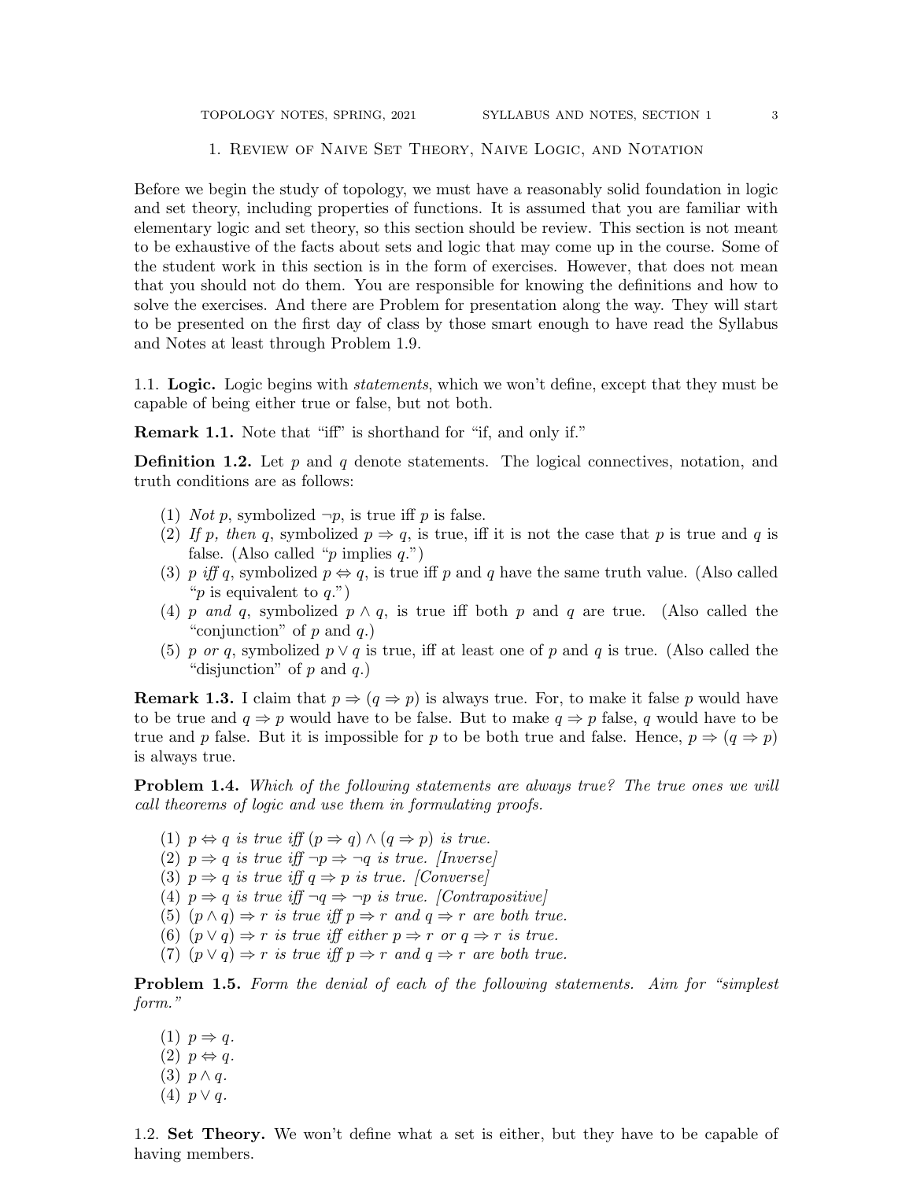# 1. Review of Naive Set Theory, Naive Logic, and Notation

Before we begin the study of topology, we must have a reasonably solid foundation in logic and set theory, including properties of functions. It is assumed that you are familiar with elementary logic and set theory, so this section should be review. This section is not meant to be exhaustive of the facts about sets and logic that may come up in the course. Some of the student work in this section is in the form of exercises. However, that does not mean that you should not do them. You are responsible for knowing the definitions and how to solve the exercises. And there are Problem for presentation along the way. They will start to be presented on the first day of class by those smart enough to have read the Syllabus and Notes at least through Problem 1.9.

## 1.1. Logic.

Logic begins with *statements*, which we won't define, except that they must be capable of being either true or false, but not both.

**Remark 1.1.** Note that "iff" is shorthand for "if, and only if."

**Definition 1.2.** Let $p$ and $q$ denote statements. The logical connectives, notation, and truth conditions are as follows:

1. *Not p*, symbolized $\neg p$, is true iff $p$ is false.
2. *If p, then q*, symbolized $p \Rightarrow q$, is true, iff it is not the case that $p$ is true and $q$ is false. (Also called "$p$ implies $q$.")
3. *p iff q*, symbolized $p \Leftrightarrow q$, is true iff $p$ and $q$ have the same truth value. (Also called "$p$ is equivalent to $q$.")
4. *p and q*, symbolized $p \wedge q$, is true iff both $p$ and $q$ are true. (Also called the "conjunction" of $p$ and $q$.)
5. *p or q*, symbolized $p \vee q$ is true, iff at least one of $p$ and $q$ is true. (Also called the "disjunction" of $p$ and $q$.)

**Remark 1.3.** I claim that $p \Rightarrow (q \Rightarrow p)$ is always true. For, to make it false $p$ would have to be true and $q \Rightarrow p$ would have to be false. But to make $q \Rightarrow p$ false, $q$ would have to be true and $p$ false. But it is impossible for $p$ to be both true and false. Hence, $p \Rightarrow (q \Rightarrow p)$ is always true.

**Problem 1.4.** *Which of the following statements are always true? The true ones we will call theorems of logic and use them in formulating proofs.*

1. $p \Leftrightarrow q$ *is true iff* $(p \Rightarrow q) \wedge (q \Rightarrow p)$ *is true.*
2. $p \Rightarrow q$ *is true iff* $\neg p \Rightarrow \neg q$ *is true. [Inverse]*
3. $p \Rightarrow q$ *is true iff* $q \Rightarrow p$ *is true. [Converse]*
4. $p \Rightarrow q$ *is true iff* $\neg q \Rightarrow \neg p$ *is true. [Contrapositive]*
5. $(p \wedge q) \Rightarrow r$ *is true iff* $p \Rightarrow r$ *and* $q \Rightarrow r$ *are both true.*
6. $(p \vee q) \Rightarrow r$ *is true iff either* $p \Rightarrow r$ *or* $q \Rightarrow r$ *is true.*
7. $(p \vee q) \Rightarrow r$ *is true iff* $p \Rightarrow r$ *and* $q \Rightarrow r$ *are both true.*

**Problem 1.5.** *Form the denial of each of the following statements. Aim for "simplest form."*

1. $p \Rightarrow q$.
2. $p \Leftrightarrow q$.
3. $p \wedge q$.
4. $p \vee q$.

## 1.2. Set Theory.

We won't define what a set is either, but they have to be capable of having members.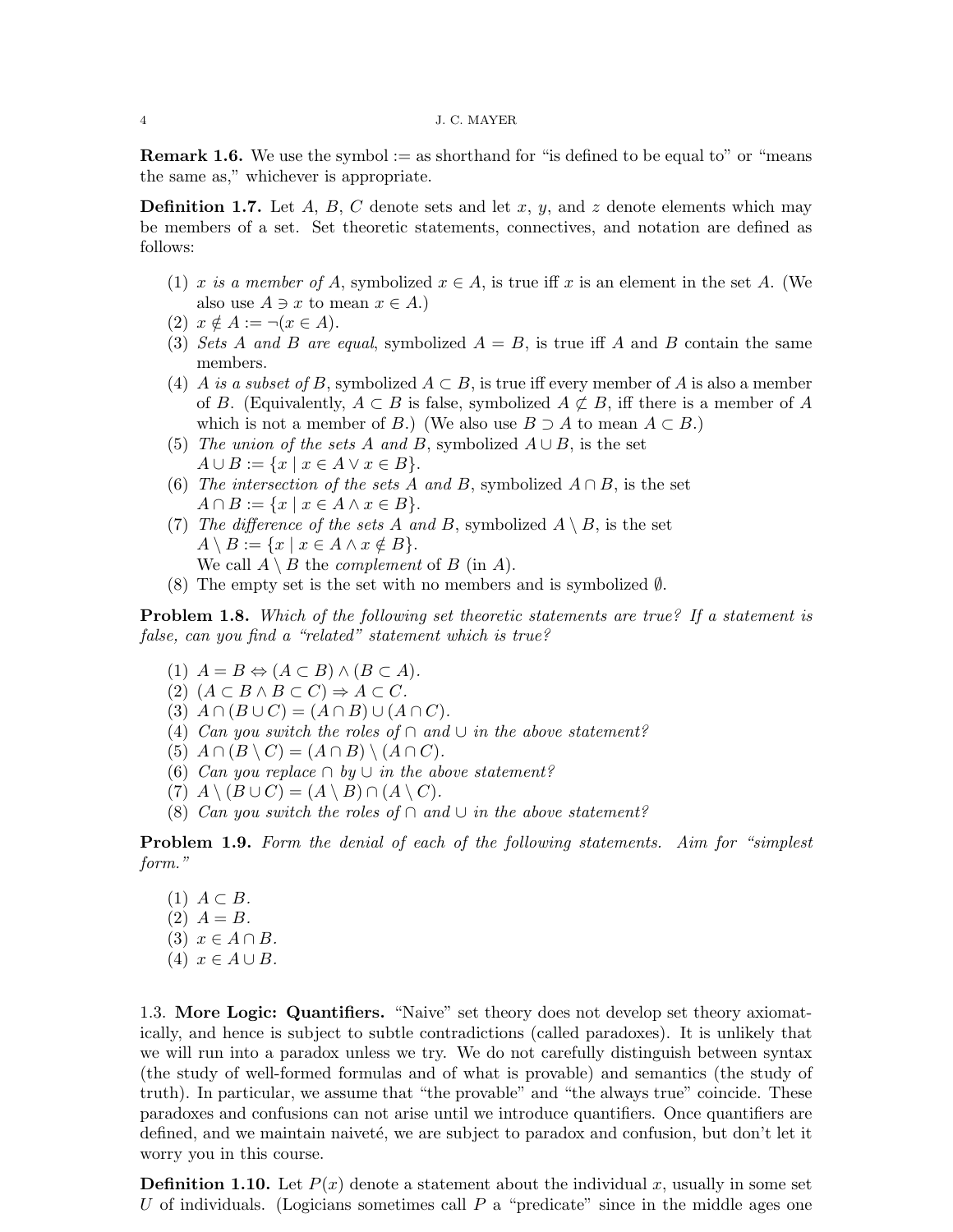**Remark 1.6.** We use the symbol $:=$ as shorthand for "is defined to be equal to" or "means the same as," whichever is appropriate.

**Definition 1.7.** Let $A$, $B$, $C$ denote sets and let $x$, $y$, and $z$ denote elements which may be members of a set. Set theoretic statements, connectives, and notation are defined as follows:

1. *$x$ is a member of $A$*, symbolized $x \in A$, is true iff $x$ is an element in the set $A$. (We also use $A \ni x$ to mean $x \in A$.)
2. $x \notin A := \neg(x \in A)$.
3. *Sets $A$ and $B$ are equal*, symbolized $A = B$, is true iff $A$ and $B$ contain the same members.
4. *$A$ is a subset of $B$*, symbolized $A \subset B$, is true iff every member of $A$ is also a member of $B$. (Equivalently, $A \subset B$ is false, symbolized $A \not\subset B$, iff there is a member of $A$ which is not a member of $B$.) (We also use $B \supset A$ to mean $A \subset B$.)
5. *The union of the sets $A$ and $B$*, symbolized $A \cup B$, is the set $A \cup B := \{x \mid x \in A \vee x \in B\}$.
6. *The intersection of the sets $A$ and $B$*, symbolized $A \cap B$, is the set $A \cap B := \{x \mid x \in A \wedge x \in B\}$.
7. *The difference of the sets $A$ and $B$*, symbolized $A \setminus B$, is the set $A \setminus B := \{x \mid x \in A \wedge x \notin B\}$.
   We call $A \setminus B$ the *complement* of $B$ (in $A$).
8. The empty set is the set with no members and is symbolized $\emptyset$.

**Problem 1.8.** *Which of the following set theoretic statements are true? If a statement is false, can you find a "related" statement which is true?*

1. $A = B \Leftrightarrow (A \subset B) \wedge (B \subset A)$.
2. $(A \subset B \wedge B \subset C) \Rightarrow A \subset C$.
3. $A \cap (B \cup C) = (A \cap B) \cup (A \cap C)$.
4. *Can you switch the roles of $\cap$ and $\cup$ in the above statement?*
5. $A \cap (B \setminus C) = (A \cap B) \setminus (A \cap C)$.
6. *Can you replace $\cap$ by $\cup$ in the above statement?*
7. $A \setminus (B \cup C) = (A \setminus B) \cap (A \setminus C)$.
8. *Can you switch the roles of $\cap$ and $\cup$ in the above statement?*

**Problem 1.9.** *Form the denial of each of the following statements. Aim for "simplest form."*

1. $A \subset B$.
2. $A = B$.
3. $x \in A \cap B$.
4. $x \in A \cup B$.

### 1.3. More Logic: Quantifiers.

"Naive" set theory does not develop set theory axiomatically, and hence is subject to subtle contradictions (called paradoxes). It is unlikely that we will run into a paradox unless we try. We do not carefully distinguish between syntax (the study of well-formed formulas and of what is provable) and semantics (the study of truth). In particular, we assume that "the provable" and "the always true" coincide. These paradoxes and confusions can not arise until we introduce quantifiers. Once quantifiers are defined, and we maintain naiveté, we are subject to paradox and confusion, but don't let it worry you in this course.

**Definition 1.10.** Let $P(x)$ denote a statement about the individual $x$, usually in some set $U$ of individuals. (Logicians sometimes call $P$ a "predicate" since in the middle ages one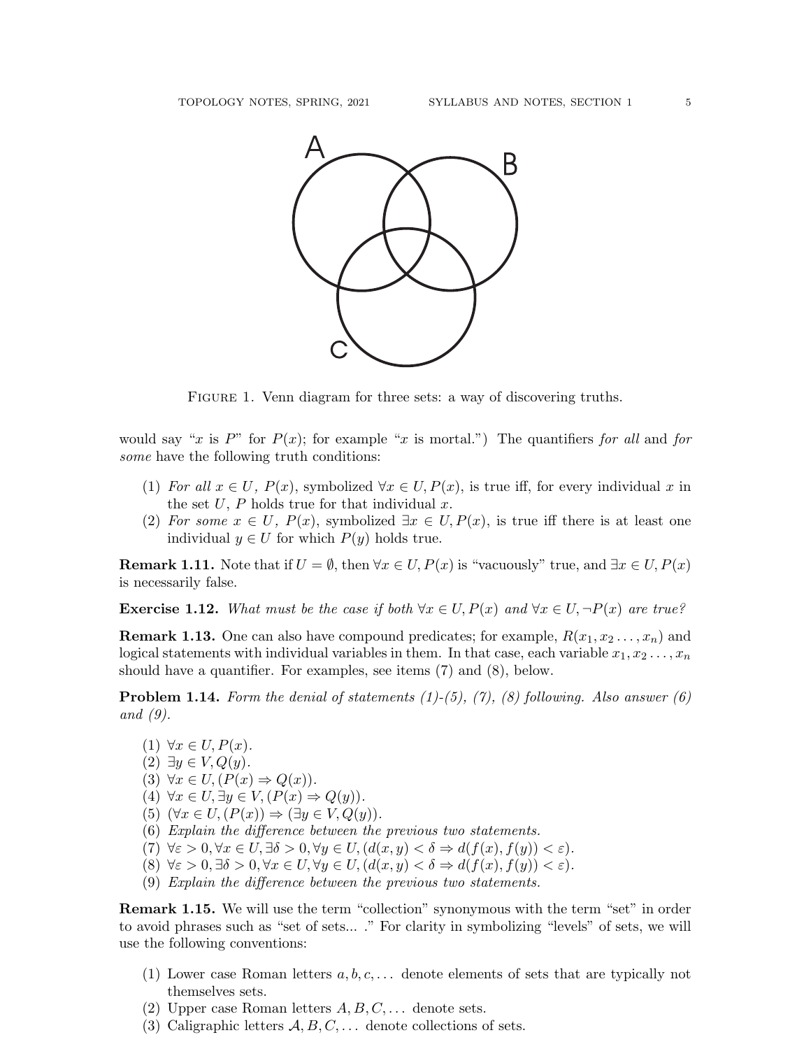FIGURE 1. Venn diagram for three sets: a way of discovering truths.

would say "$x$ is $P$" for $P(x)$; for example "$x$ is mortal.") The quantifiers *for all* and *for some* have the following truth conditions:

1. *For all* $x \in U$*,* $P(x)$, symbolized $\forall x \in U, P(x)$, is true iff, for every individual $x$ in the set $U$, $P$ holds true for that individual $x$.
2. *For some* $x \in U$*,* $P(x)$, symbolized $\exists x \in U, P(x)$, is true iff there is at least one individual $y \in U$ for which $P(y)$ holds true.

**Remark 1.11.** Note that if $U = \emptyset$, then $\forall x \in U, P(x)$ is "vacuously" true, and $\exists x \in U, P(x)$ is necessarily false.

**Exercise 1.12.** *What must be the case if both* $\forall x \in U, P(x)$ *and* $\forall x \in U, \neg P(x)$ *are true?*

**Remark 1.13.** One can also have compound predicates; for example, $R(x_1, x_2 \dots, x_n)$ and logical statements with individual variables in them. In that case, each variable $x_1, x_2 \dots, x_n$ should have a quantifier. For examples, see items (7) and (8), below.

**Problem 1.14.** *Form the denial of statements (1)-(5), (7), (8) following. Also answer (6) and (9).*

1. $\forall x \in U, P(x)$.
2. $\exists y \in V, Q(y)$.
3. $\forall x \in U, (P(x) \Rightarrow Q(x))$.
4. $\forall x \in U, \exists y \in V, (P(x) \Rightarrow Q(y))$.
5. $(\forall x \in U, (P(x)) \Rightarrow (\exists y \in V, Q(y))$.
6. *Explain the difference between the previous two statements.*
7. $\forall \varepsilon > 0, \forall x \in U, \exists \delta > 0, \forall y \in U, (d(x, y) < \delta \Rightarrow d(f(x), f(y)) < \varepsilon)$.
8. $\forall \varepsilon > 0, \exists \delta > 0, \forall x \in U, \forall y \in U, (d(x, y) < \delta \Rightarrow d(f(x), f(y)) < \varepsilon)$.
9. *Explain the difference between the previous two statements.*

**Remark 1.15.** We will use the term "collection" synonymous with the term "set" in order to avoid phrases such as "set of sets... ." For clarity in symbolizing "levels" of sets, we will use the following conventions:

1. Lower case Roman letters $a, b, c, \dots$ denote elements of sets that are typically not themselves sets.
2. Upper case Roman letters $A, B, C, \dots$ denote sets.
3. Caligraphic letters $\mathcal{A}, \mathcal{B}, \mathcal{C}, \dots$ denote collections of sets.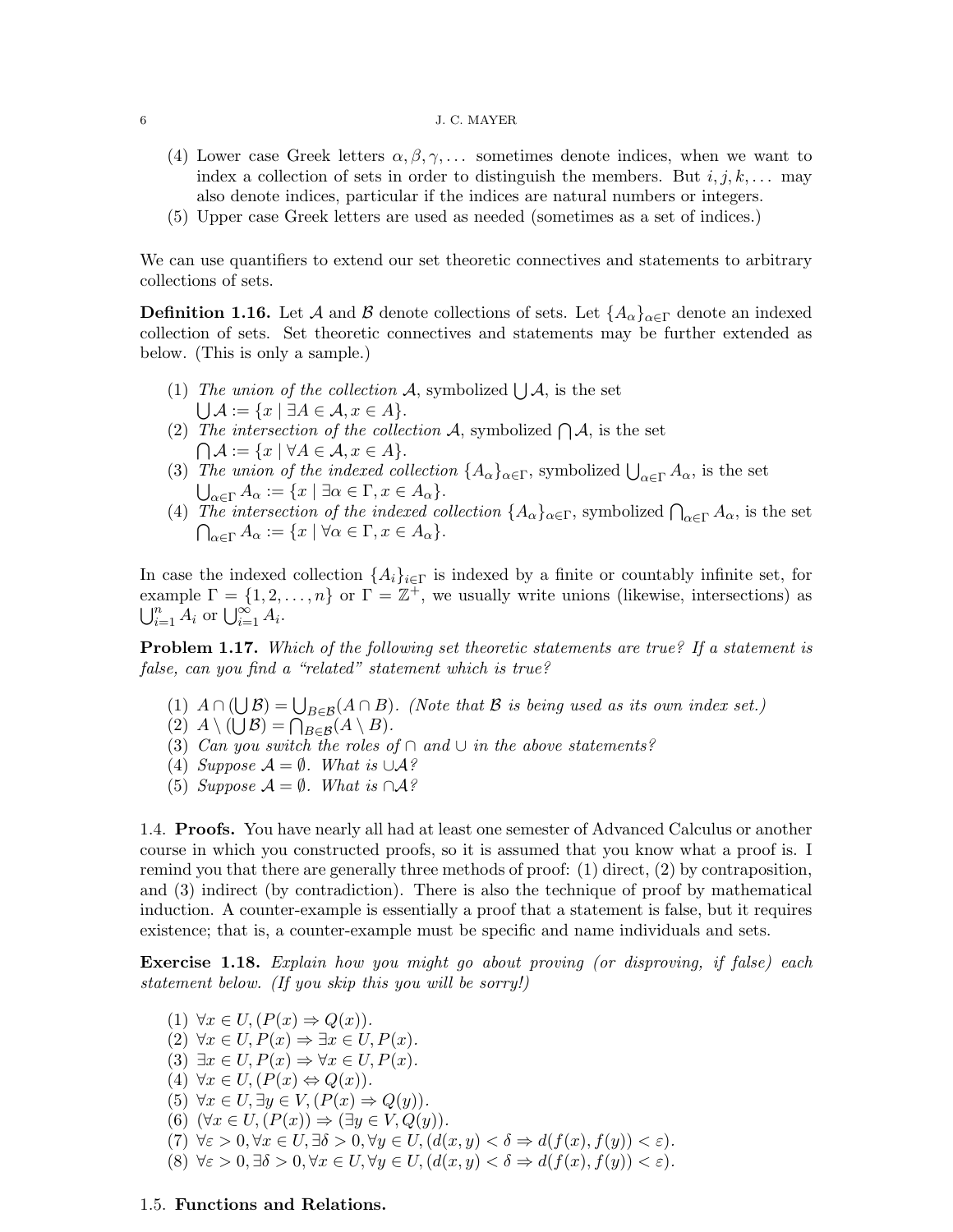(4) Lower case Greek letters $\alpha, \beta, \gamma, \ldots$ sometimes denote indices, when we want to index a collection of sets in order to distinguish the members. But $i, j, k, \ldots$ may also denote indices, particular if the indices are natural numbers or integers.
(5) Upper case Greek letters are used as needed (sometimes as a set of indices.)

We can use quantifiers to extend our set theoretic connectives and statements to arbitrary collections of sets.

**Definition 1.16.** Let $\mathcal{A}$ and $\mathcal{B}$ denote collections of sets. Let $\{A_\alpha\}_{\alpha\in\Gamma}$ denote an indexed collection of sets. Set theoretic connectives and statements may be further extended as below. (This is only a sample.)

1. *The union of the collection* $\mathcal{A}$, symbolized $\bigcup \mathcal{A}$, is the set $\bigcup \mathcal{A} := \{x \mid \exists A \in \mathcal{A}, x \in A\}$.
2. *The intersection of the collection* $\mathcal{A}$, symbolized $\bigcap \mathcal{A}$, is the set $\bigcap \mathcal{A} := \{x \mid \forall A \in \mathcal{A}, x \in A\}$.
3. *The union of the indexed collection* $\{A_\alpha\}_{\alpha\in\Gamma}$, symbolized $\bigcup_{\alpha\in\Gamma} A_\alpha$, is the set $\bigcup_{\alpha\in\Gamma} A_\alpha := \{x \mid \exists \alpha \in \Gamma, x \in A_\alpha\}$.
4. *The intersection of the indexed collection* $\{A_\alpha\}_{\alpha\in\Gamma}$, symbolized $\bigcap_{\alpha\in\Gamma} A_\alpha$, is the set $\bigcap_{\alpha\in\Gamma} A_\alpha := \{x \mid \forall \alpha \in \Gamma, x \in A_\alpha\}$.

In case the indexed collection $\{A_i\}_{i\in\Gamma}$ is indexed by a finite or countably infinite set, for example $\Gamma = \{1, 2, \ldots, n\}$ or $\Gamma = \mathbb{Z}^+$, we usually write unions (likewise, intersections) as $\bigcup_{i=1}^{n} A_i$ or $\bigcup_{i=1}^{\infty} A_i$.

**Problem 1.17.** *Which of the following set theoretic statements are true? If a statement is false, can you find a "related" statement which is true?*

1. $A \cap (\bigcup \mathcal{B}) = \bigcup_{B\in\mathcal{B}} (A \cap B)$. *(Note that $\mathcal{B}$ is being used as its own index set.)*
2. $A \setminus (\bigcup \mathcal{B}) = \bigcap_{B\in\mathcal{B}} (A \setminus B)$.
3. *Can you switch the roles of $\cap$ and $\cup$ in the above statements?*
4. *Suppose $\mathcal{A} = \emptyset$. What is $\cup\mathcal{A}$?*
5. *Suppose $\mathcal{A} = \emptyset$. What is $\cap\mathcal{A}$?*

1.4. **Proofs.** You have nearly all had at least one semester of Advanced Calculus or another course in which you constructed proofs, so it is assumed that you know what a proof is. I remind you that there are generally three methods of proof: (1) direct, (2) by contraposition, and (3) indirect (by contradiction). There is also the technique of proof by mathematical induction. A counter-example is essentially a proof that a statement is false, but it requires existence; that is, a counter-example must be specific and name individuals and sets.

**Exercise 1.18.** *Explain how you might go about proving (or disproving, if false) each statement below. (If you skip this you will be sorry!)*

1. $\forall x \in U, (P(x) \Rightarrow Q(x))$.
2. $\forall x \in U, P(x) \Rightarrow \exists x \in U, P(x)$.
3. $\exists x \in U, P(x) \Rightarrow \forall x \in U, P(x)$.
4. $\forall x \in U, (P(x) \Leftrightarrow Q(x))$.
5. $\forall x \in U, \exists y \in V, (P(x) \Rightarrow Q(y))$.
6. $(\forall x \in U, (P(x)) \Rightarrow (\exists y \in V, Q(y))$.
7. $\forall \varepsilon > 0, \forall x \in U, \exists \delta > 0, \forall y \in U, (d(x, y) < \delta \Rightarrow d(f(x), f(y)) < \varepsilon)$.
8. $\forall \varepsilon > 0, \exists \delta > 0, \forall x \in U, \forall y \in U, (d(x, y) < \delta \Rightarrow d(f(x), f(y)) < \varepsilon)$.

1.5. **Functions and Relations.**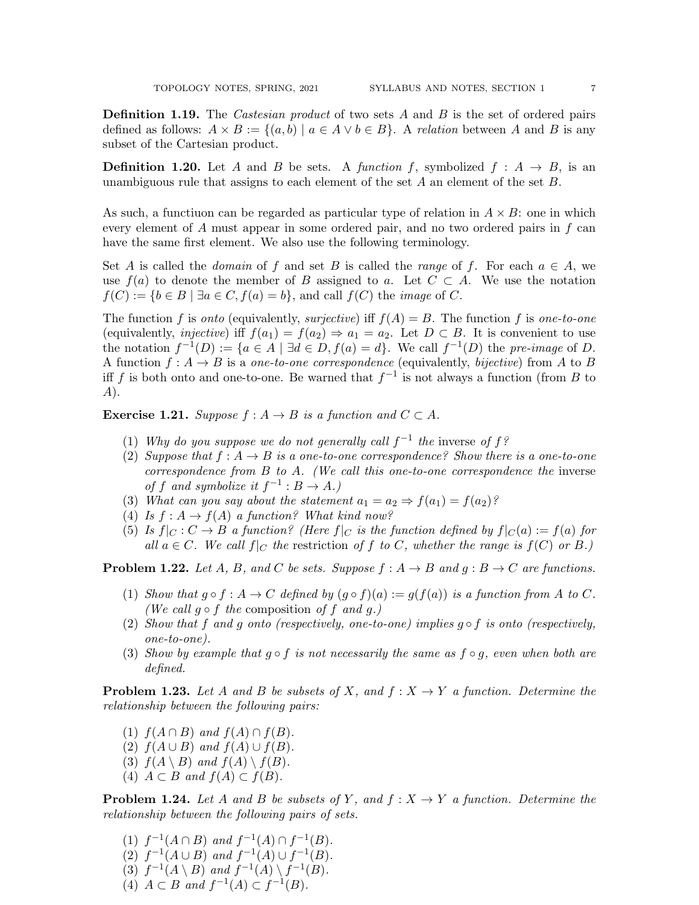**Definition 1.19.** The *Castesian product* of two sets $A$ and $B$ is the set of ordered pairs defined as follows: $A \times B := \{(a, b) \mid a \in A \vee b \in B\}$. A *relation* between $A$ and $B$ is any subset of the Cartesian product.

**Definition 1.20.** Let $A$ and $B$ be sets. A *function* $f$, symbolized $f : A \to B$, is an unambiguous rule that assigns to each element of the set $A$ an element of the set $B$.

As such, a functiuon can be regarded as particular type of relation in $A \times B$: one in which every element of $A$ must appear in some ordered pair, and no two ordered pairs in $f$ can have the same first element. We also use the following terminology.

Set $A$ is called the *domain* of $f$ and set $B$ is called the *range* of $f$. For each $a \in A$, we use $f(a)$ to denote the member of $B$ assigned to $a$. Let $C \subset A$. We use the notation $f(C) := \{b \in B \mid \exists a \in C, f(a) = b\}$, and call $f(C)$ the *image* of $C$.

The function $f$ is *onto* (equivalently, *surjective*) iff $f(A) = B$. The function $f$ is *one-to-one* (equivalently, *injective*) iff $f(a_1) = f(a_2) \Rightarrow a_1 = a_2$. Let $D \subset B$. It is convenient to use the notation $f^{-1}(D) := \{a \in A \mid \exists d \in D, f(a) = d\}$. We call $f^{-1}(D)$ the *pre-image* of $D$. A function $f : A \to B$ is a *one-to-one correspondence* (equivalently, *bijective*) from $A$ to $B$ iff $f$ is both onto and one-to-one. Be warned that $f^{-1}$ is not always a function (from $B$ to $A$).

**Exercise 1.21.** *Suppose $f : A \to B$ is a function and $C \subset A$.*

1. *Why do you suppose we do not generally call $f^{-1}$ the* inverse *of $f$?*
2. *Suppose that $f : A \to B$ is a one-to-one correspondence? Show there is a one-to-one correspondence from $B$ to $A$. (We call this one-to-one correspondence the* inverse *of $f$ and symbolize it $f^{-1} : B \to A$.)*
3. *What can you say about the statement $a_1 = a_2 \Rightarrow f(a_1) = f(a_2)$?*
4. *Is $f : A \to f(A)$ a function? What kind now?*
5. *Is $f|_C : C \to B$ a function? (Here $f|_C$ is the function defined by $f|_C(a) := f(a)$ for all $a \in C$. We call $f|_C$ the* restriction *of $f$ to $C$, whether the range is $f(C)$ or $B$.)*

**Problem 1.22.** *Let $A$, $B$, and $C$ be sets. Suppose $f : A \to B$ and $g : B \to C$ are functions.*

1. *Show that $g \circ f : A \to C$ defined by $(g \circ f)(a) := g(f(a))$ is a function from $A$ to $C$. (We call $g \circ f$ the* composition *of $f$ and $g$.)*
2. *Show that $f$ and $g$ onto (respectively, one-to-one) implies $g \circ f$ is onto (respectively, one-to-one).*
3. *Show by example that $g \circ f$ is not necessarily the same as $f \circ g$, even when both are defined.*

**Problem 1.23.** *Let $A$ and $B$ be subsets of $X$, and $f : X \to Y$ a function. Determine the relationship between the following pairs:*

1. *$f(A \cap B)$ and $f(A) \cap f(B)$.*
2. *$f(A \cup B)$ and $f(A) \cup f(B)$.*
3. *$f(A \setminus B)$ and $f(A) \setminus f(B)$.*
4. *$A \subset B$ and $f(A) \subset f(B)$.*

**Problem 1.24.** *Let $A$ and $B$ be subsets of $Y$, and $f : X \to Y$ a function. Determine the relationship between the following pairs of sets.*

1. *$f^{-1}(A \cap B)$ and $f^{-1}(A) \cap f^{-1}(B)$.*
2. *$f^{-1}(A \cup B)$ and $f^{-1}(A) \cup f^{-1}(B)$.*
3. *$f^{-1}(A \setminus B)$ and $f^{-1}(A) \setminus f^{-1}(B)$.*
4. *$A \subset B$ and $f^{-1}(A) \subset f^{-1}(B)$.*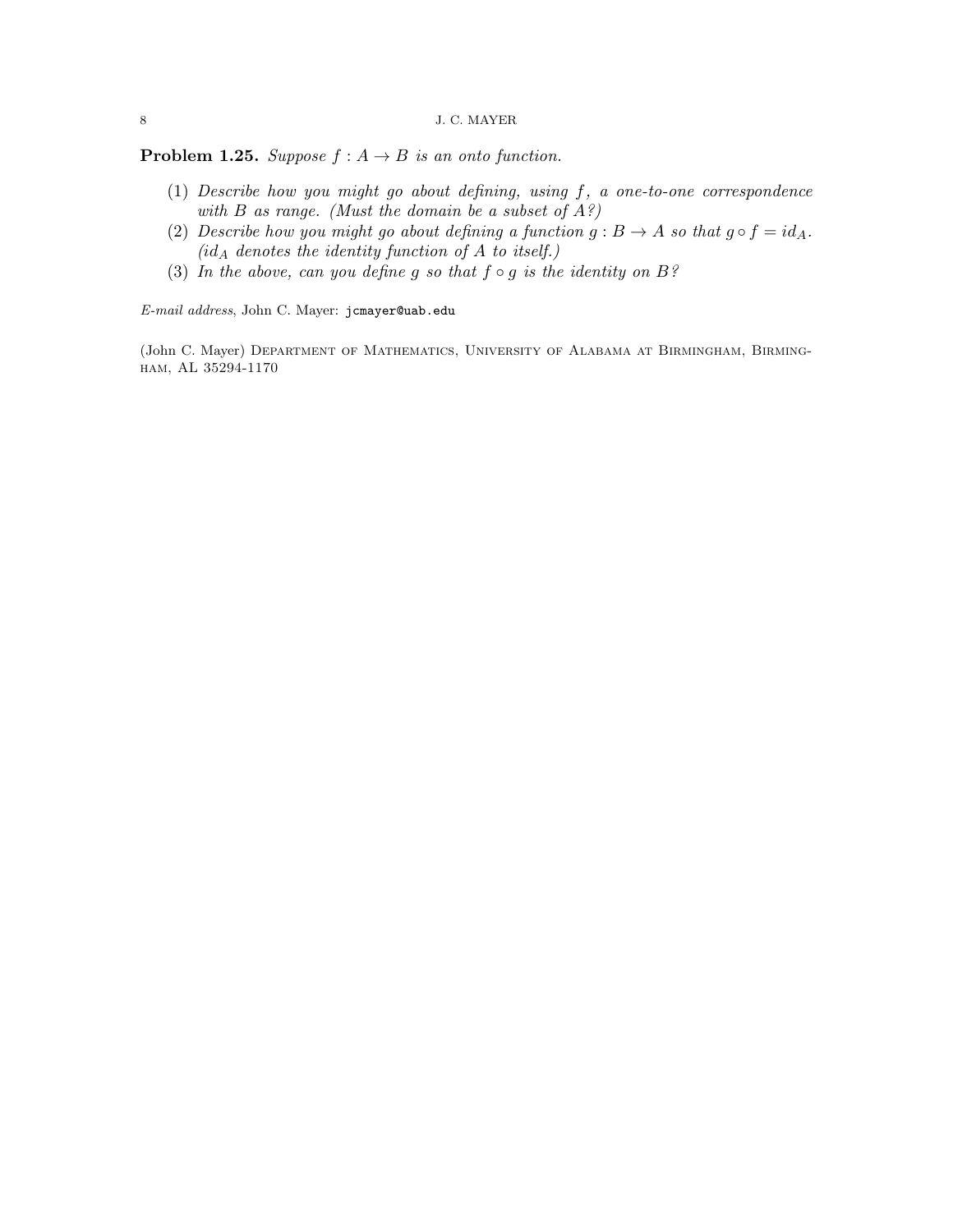**Problem 1.25.** *Suppose $f : A \to B$ is an onto function.*

1. *Describe how you might go about defining, using $f$, a one-to-one correspondence with $B$ as range. (Must the domain be a subset of $A$?)*
2. *Describe how you might go about defining a function $g : B \to A$ so that $g \circ f = id_A$. ($id_A$ denotes the identity function of $A$ to itself.)*
3. *In the above, can you define $g$ so that $f \circ g$ is the identity on $B$?*

*E-mail address*, John C. Mayer: jcmayer@uab.edu

(John C. Mayer) Department of Mathematics, University of Alabama at Birmingham, Birmingham, AL 35294-1170